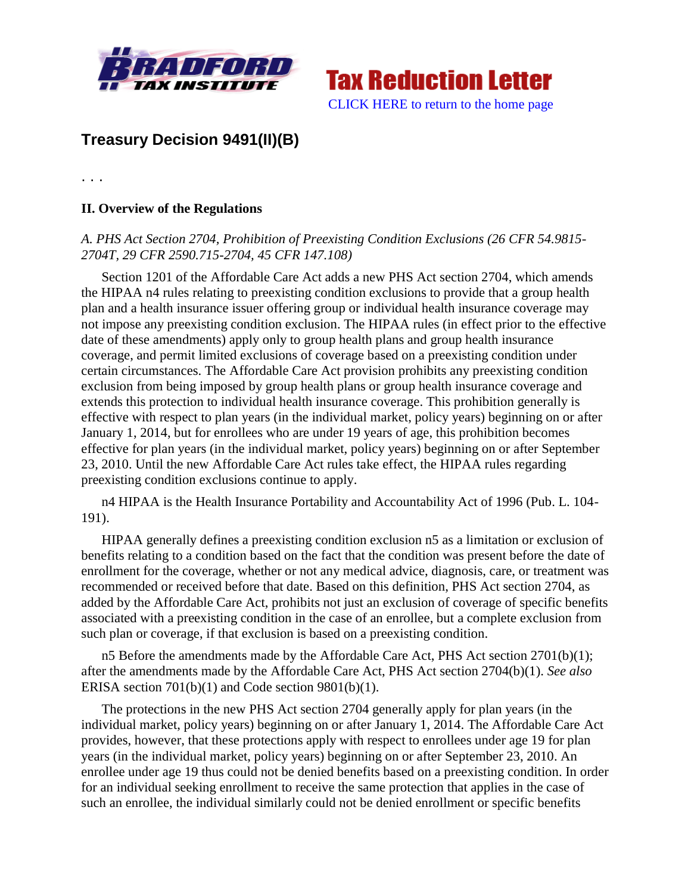Bradford Tax Institute

Tax Reduction Letter

CLICK HERE to return to the home page

## Treasury Decision 9491(II)(B)

. . .

### II. Overview of the Regulations

*A. PHS Act Section 2704, Prohibition of Preexisting Condition Exclusions (26 CFR 54.9815-2704T, 29 CFR 2590.715-2704, 45 CFR 147.108)*

Section 1201 of the Affordable Care Act adds a new PHS Act section 2704, which amends the HIPAA n4 rules relating to preexisting condition exclusions to provide that a group health plan and a health insurance issuer offering group or individual health insurance coverage may not impose any preexisting condition exclusion. The HIPAA rules (in effect prior to the effective date of these amendments) apply only to group health plans and group health insurance coverage, and permit limited exclusions of coverage based on a preexisting condition under certain circumstances. The Affordable Care Act provision prohibits any preexisting condition exclusion from being imposed by group health plans or group health insurance coverage and extends this protection to individual health insurance coverage. This prohibition generally is effective with respect to plan years (in the individual market, policy years) beginning on or after January 1, 2014, but for enrollees who are under 19 years of age, this prohibition becomes effective for plan years (in the individual market, policy years) beginning on or after September 23, 2010. Until the new Affordable Care Act rules take effect, the HIPAA rules regarding preexisting condition exclusions continue to apply.

n4 HIPAA is the Health Insurance Portability and Accountability Act of 1996 (Pub. L. 104-191).

HIPAA generally defines a preexisting condition exclusion n5 as a limitation or exclusion of benefits relating to a condition based on the fact that the condition was present before the date of enrollment for the coverage, whether or not any medical advice, diagnosis, care, or treatment was recommended or received before that date. Based on this definition, PHS Act section 2704, as added by the Affordable Care Act, prohibits not just an exclusion of coverage of specific benefits associated with a preexisting condition in the case of an enrollee, but a complete exclusion from such plan or coverage, if that exclusion is based on a preexisting condition.

n5 Before the amendments made by the Affordable Care Act, PHS Act section 2701(b)(1); after the amendments made by the Affordable Care Act, PHS Act section 2704(b)(1). *See also* ERISA section 701(b)(1) and Code section 9801(b)(1).

The protections in the new PHS Act section 2704 generally apply for plan years (in the individual market, policy years) beginning on or after January 1, 2014. The Affordable Care Act provides, however, that these protections apply with respect to enrollees under age 19 for plan years (in the individual market, policy years) beginning on or after September 23, 2010. An enrollee under age 19 thus could not be denied benefits based on a preexisting condition. In order for an individual seeking enrollment to receive the same protection that applies in the case of such an enrollee, the individual similarly could not be denied enrollment or specific benefits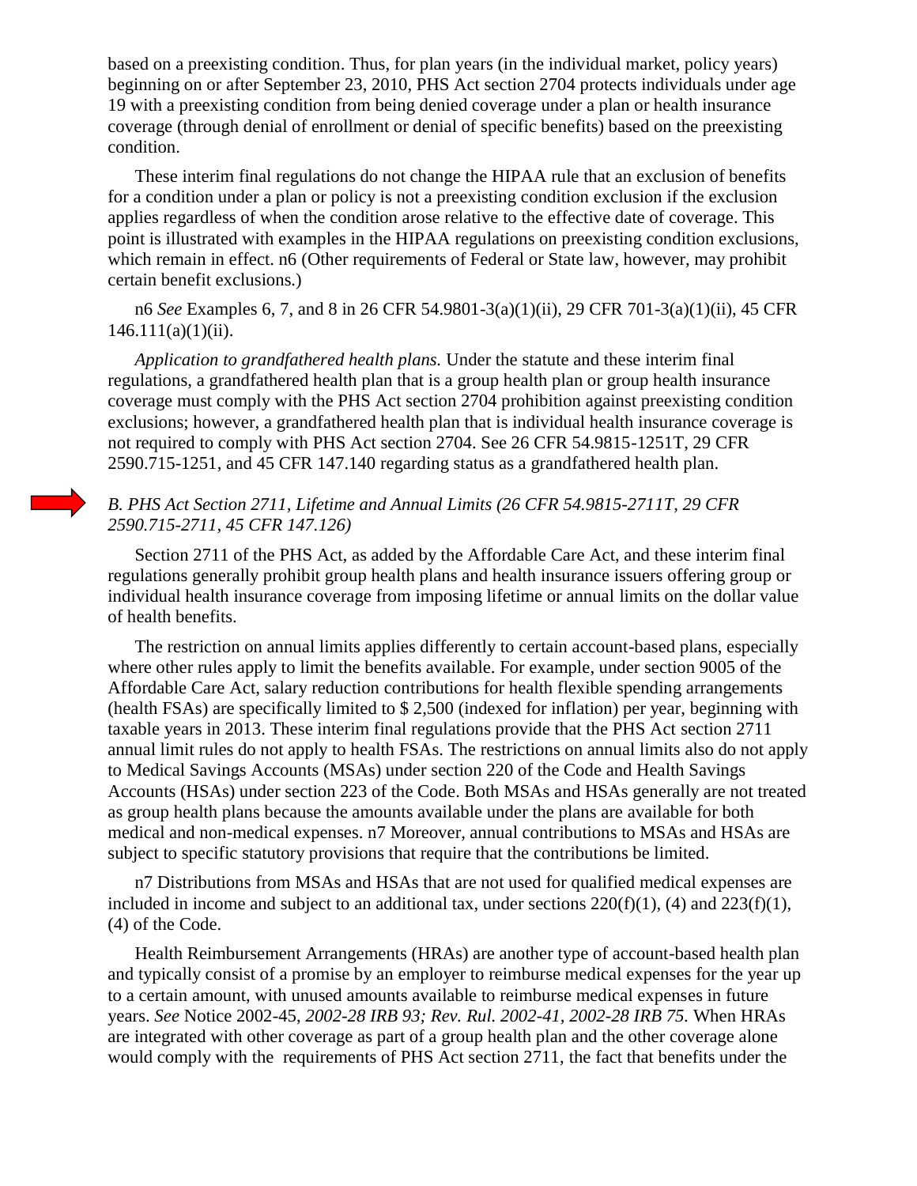based on a preexisting condition. Thus, for plan years (in the individual market, policy years) beginning on or after September 23, 2010, PHS Act section 2704 protects individuals under age 19 with a preexisting condition from being denied coverage under a plan or health insurance coverage (through denial of enrollment or denial of specific benefits) based on the preexisting condition.

These interim final regulations do not change the HIPAA rule that an exclusion of benefits for a condition under a plan or policy is not a preexisting condition exclusion if the exclusion applies regardless of when the condition arose relative to the effective date of coverage. This point is illustrated with examples in the HIPAA regulations on preexisting condition exclusions, which remain in effect. n6 (Other requirements of Federal or State law, however, may prohibit certain benefit exclusions.)

n6 *See* Examples 6, 7, and 8 in 26 CFR 54.9801-3(a)(1)(ii), 29 CFR 701-3(a)(1)(ii), 45 CFR 146.111(a)(1)(ii).

*Application to grandfathered health plans.* Under the statute and these interim final regulations, a grandfathered health plan that is a group health plan or group health insurance coverage must comply with the PHS Act section 2704 prohibition against preexisting condition exclusions; however, a grandfathered health plan that is individual health insurance coverage is not required to comply with PHS Act section 2704. See 26 CFR 54.9815-1251T, 29 CFR 2590.715-1251, and 45 CFR 147.140 regarding status as a grandfathered health plan.

*B. PHS Act Section 2711, Lifetime and Annual Limits (26 CFR 54.9815-2711T, 29 CFR 2590.715-2711, 45 CFR 147.126)*

Section 2711 of the PHS Act, as added by the Affordable Care Act, and these interim final regulations generally prohibit group health plans and health insurance issuers offering group or individual health insurance coverage from imposing lifetime or annual limits on the dollar value of health benefits.

The restriction on annual limits applies differently to certain account-based plans, especially where other rules apply to limit the benefits available. For example, under section 9005 of the Affordable Care Act, salary reduction contributions for health flexible spending arrangements (health FSAs) are specifically limited to $ 2,500 (indexed for inflation) per year, beginning with taxable years in 2013. These interim final regulations provide that the PHS Act section 2711 annual limit rules do not apply to health FSAs. The restrictions on annual limits also do not apply to Medical Savings Accounts (MSAs) under section 220 of the Code and Health Savings Accounts (HSAs) under section 223 of the Code. Both MSAs and HSAs generally are not treated as group health plans because the amounts available under the plans are available for both medical and non-medical expenses. n7 Moreover, annual contributions to MSAs and HSAs are subject to specific statutory provisions that require that the contributions be limited.

n7 Distributions from MSAs and HSAs that are not used for qualified medical expenses are included in income and subject to an additional tax, under sections 220(f)(1), (4) and 223(f)(1), (4) of the Code.

Health Reimbursement Arrangements (HRAs) are another type of account-based health plan and typically consist of a promise by an employer to reimburse medical expenses for the year up to a certain amount, with unused amounts available to reimburse medical expenses in future years. *See* Notice 2002-45, *2002-28 IRB 93; Rev. Rul. 2002-41, 2002-28 IRB 75.* When HRAs are integrated with other coverage as part of a group health plan and the other coverage alone would comply with the requirements of PHS Act section 2711, the fact that benefits under the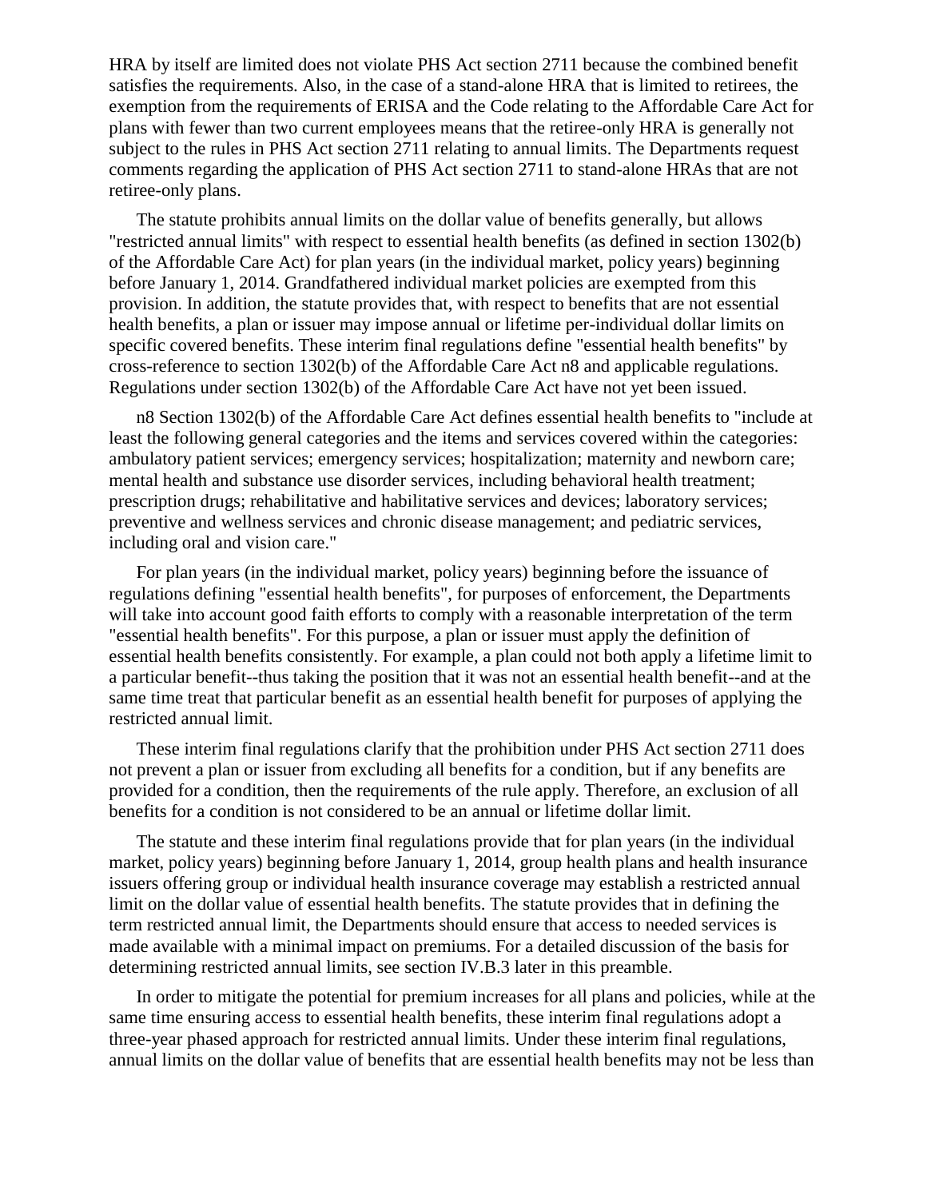HRA by itself are limited does not violate PHS Act section 2711 because the combined benefit satisfies the requirements. Also, in the case of a stand-alone HRA that is limited to retirees, the exemption from the requirements of ERISA and the Code relating to the Affordable Care Act for plans with fewer than two current employees means that the retiree-only HRA is generally not subject to the rules in PHS Act section 2711 relating to annual limits. The Departments request comments regarding the application of PHS Act section 2711 to stand-alone HRAs that are not retiree-only plans.

The statute prohibits annual limits on the dollar value of benefits generally, but allows "restricted annual limits" with respect to essential health benefits (as defined in section 1302(b) of the Affordable Care Act) for plan years (in the individual market, policy years) beginning before January 1, 2014. Grandfathered individual market policies are exempted from this provision. In addition, the statute provides that, with respect to benefits that are not essential health benefits, a plan or issuer may impose annual or lifetime per-individual dollar limits on specific covered benefits. These interim final regulations define "essential health benefits" by cross-reference to section 1302(b) of the Affordable Care Act n8 and applicable regulations. Regulations under section 1302(b) of the Affordable Care Act have not yet been issued.

n8 Section 1302(b) of the Affordable Care Act defines essential health benefits to "include at least the following general categories and the items and services covered within the categories: ambulatory patient services; emergency services; hospitalization; maternity and newborn care; mental health and substance use disorder services, including behavioral health treatment; prescription drugs; rehabilitative and habilitative services and devices; laboratory services; preventive and wellness services and chronic disease management; and pediatric services, including oral and vision care."

For plan years (in the individual market, policy years) beginning before the issuance of regulations defining "essential health benefits", for purposes of enforcement, the Departments will take into account good faith efforts to comply with a reasonable interpretation of the term "essential health benefits". For this purpose, a plan or issuer must apply the definition of essential health benefits consistently. For example, a plan could not both apply a lifetime limit to a particular benefit--thus taking the position that it was not an essential health benefit--and at the same time treat that particular benefit as an essential health benefit for purposes of applying the restricted annual limit.

These interim final regulations clarify that the prohibition under PHS Act section 2711 does not prevent a plan or issuer from excluding all benefits for a condition, but if any benefits are provided for a condition, then the requirements of the rule apply. Therefore, an exclusion of all benefits for a condition is not considered to be an annual or lifetime dollar limit.

The statute and these interim final regulations provide that for plan years (in the individual market, policy years) beginning before January 1, 2014, group health plans and health insurance issuers offering group or individual health insurance coverage may establish a restricted annual limit on the dollar value of essential health benefits. The statute provides that in defining the term restricted annual limit, the Departments should ensure that access to needed services is made available with a minimal impact on premiums. For a detailed discussion of the basis for determining restricted annual limits, see section IV.B.3 later in this preamble.

In order to mitigate the potential for premium increases for all plans and policies, while at the same time ensuring access to essential health benefits, these interim final regulations adopt a three-year phased approach for restricted annual limits. Under these interim final regulations, annual limits on the dollar value of benefits that are essential health benefits may not be less than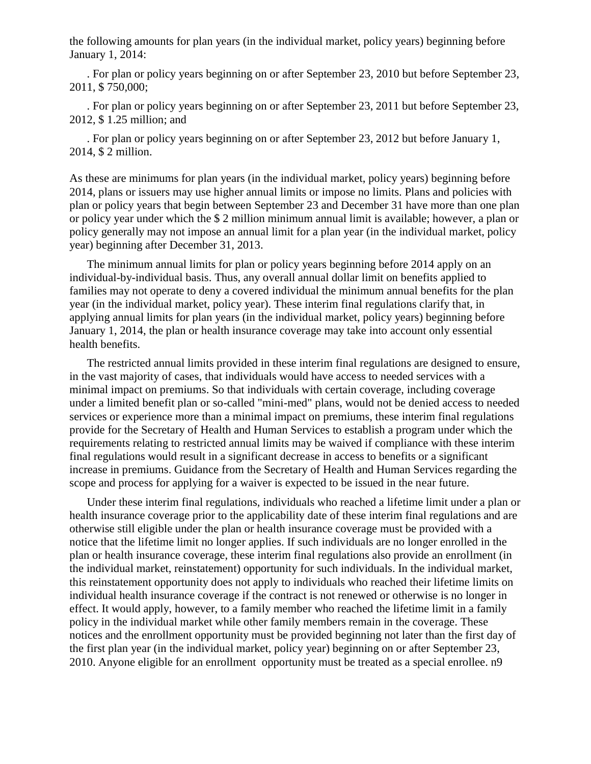the following amounts for plan years (in the individual market, policy years) beginning before January 1, 2014:

. For plan or policy years beginning on or after September 23, 2010 but before September 23, 2011, $ 750,000;

. For plan or policy years beginning on or after September 23, 2011 but before September 23, 2012, $ 1.25 million; and

. For plan or policy years beginning on or after September 23, 2012 but before January 1, 2014, $ 2 million.

As these are minimums for plan years (in the individual market, policy years) beginning before 2014, plans or issuers may use higher annual limits or impose no limits. Plans and policies with plan or policy years that begin between September 23 and December 31 have more than one plan or policy year under which the $ 2 million minimum annual limit is available; however, a plan or policy generally may not impose an annual limit for a plan year (in the individual market, policy year) beginning after December 31, 2013.

The minimum annual limits for plan or policy years beginning before 2014 apply on an individual-by-individual basis. Thus, any overall annual dollar limit on benefits applied to families may not operate to deny a covered individual the minimum annual benefits for the plan year (in the individual market, policy year). These interim final regulations clarify that, in applying annual limits for plan years (in the individual market, policy years) beginning before January 1, 2014, the plan or health insurance coverage may take into account only essential health benefits.

The restricted annual limits provided in these interim final regulations are designed to ensure, in the vast majority of cases, that individuals would have access to needed services with a minimal impact on premiums. So that individuals with certain coverage, including coverage under a limited benefit plan or so-called "mini-med" plans, would not be denied access to needed services or experience more than a minimal impact on premiums, these interim final regulations provide for the Secretary of Health and Human Services to establish a program under which the requirements relating to restricted annual limits may be waived if compliance with these interim final regulations would result in a significant decrease in access to benefits or a significant increase in premiums. Guidance from the Secretary of Health and Human Services regarding the scope and process for applying for a waiver is expected to be issued in the near future.

Under these interim final regulations, individuals who reached a lifetime limit under a plan or health insurance coverage prior to the applicability date of these interim final regulations and are otherwise still eligible under the plan or health insurance coverage must be provided with a notice that the lifetime limit no longer applies. If such individuals are no longer enrolled in the plan or health insurance coverage, these interim final regulations also provide an enrollment (in the individual market, reinstatement) opportunity for such individuals. In the individual market, this reinstatement opportunity does not apply to individuals who reached their lifetime limits on individual health insurance coverage if the contract is not renewed or otherwise is no longer in effect. It would apply, however, to a family member who reached the lifetime limit in a family policy in the individual market while other family members remain in the coverage. These notices and the enrollment opportunity must be provided beginning not later than the first day of the first plan year (in the individual market, policy year) beginning on or after September 23, 2010. Anyone eligible for an enrollment opportunity must be treated as a special enrollee. n9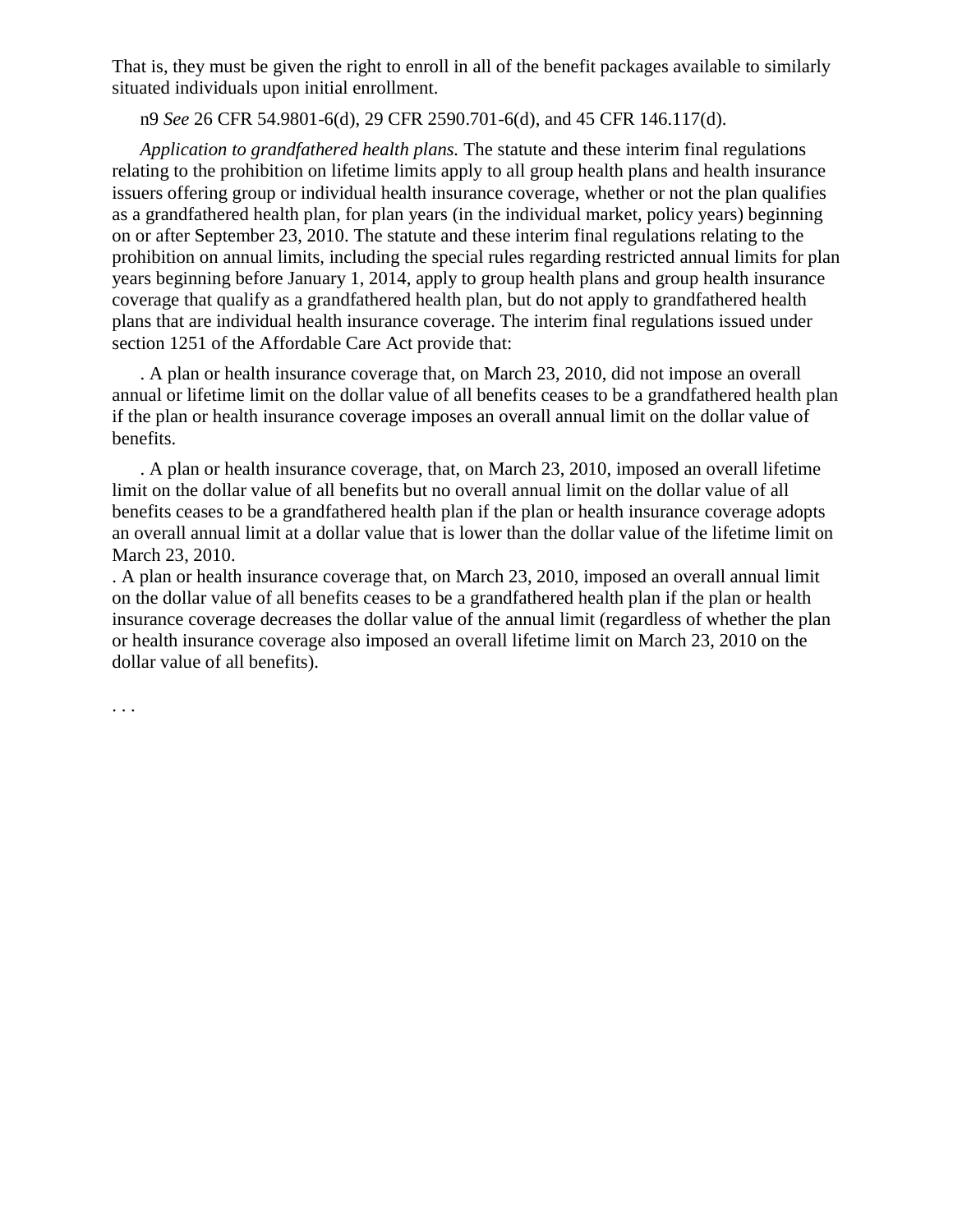That is, they must be given the right to enroll in all of the benefit packages available to similarly situated individuals upon initial enrollment.

n9 *See* 26 CFR 54.9801-6(d), 29 CFR 2590.701-6(d), and 45 CFR 146.117(d).

*Application to grandfathered health plans.* The statute and these interim final regulations relating to the prohibition on lifetime limits apply to all group health plans and health insurance issuers offering group or individual health insurance coverage, whether or not the plan qualifies as a grandfathered health plan, for plan years (in the individual market, policy years) beginning on or after September 23, 2010. The statute and these interim final regulations relating to the prohibition on annual limits, including the special rules regarding restricted annual limits for plan years beginning before January 1, 2014, apply to group health plans and group health insurance coverage that qualify as a grandfathered health plan, but do not apply to grandfathered health plans that are individual health insurance coverage. The interim final regulations issued under section 1251 of the Affordable Care Act provide that:

. A plan or health insurance coverage that, on March 23, 2010, did not impose an overall annual or lifetime limit on the dollar value of all benefits ceases to be a grandfathered health plan if the plan or health insurance coverage imposes an overall annual limit on the dollar value of benefits.

. A plan or health insurance coverage, that, on March 23, 2010, imposed an overall lifetime limit on the dollar value of all benefits but no overall annual limit on the dollar value of all benefits ceases to be a grandfathered health plan if the plan or health insurance coverage adopts an overall annual limit at a dollar value that is lower than the dollar value of the lifetime limit on March 23, 2010.

. A plan or health insurance coverage that, on March 23, 2010, imposed an overall annual limit on the dollar value of all benefits ceases to be a grandfathered health plan if the plan or health insurance coverage decreases the dollar value of the annual limit (regardless of whether the plan or health insurance coverage also imposed an overall lifetime limit on March 23, 2010 on the dollar value of all benefits).

. . .